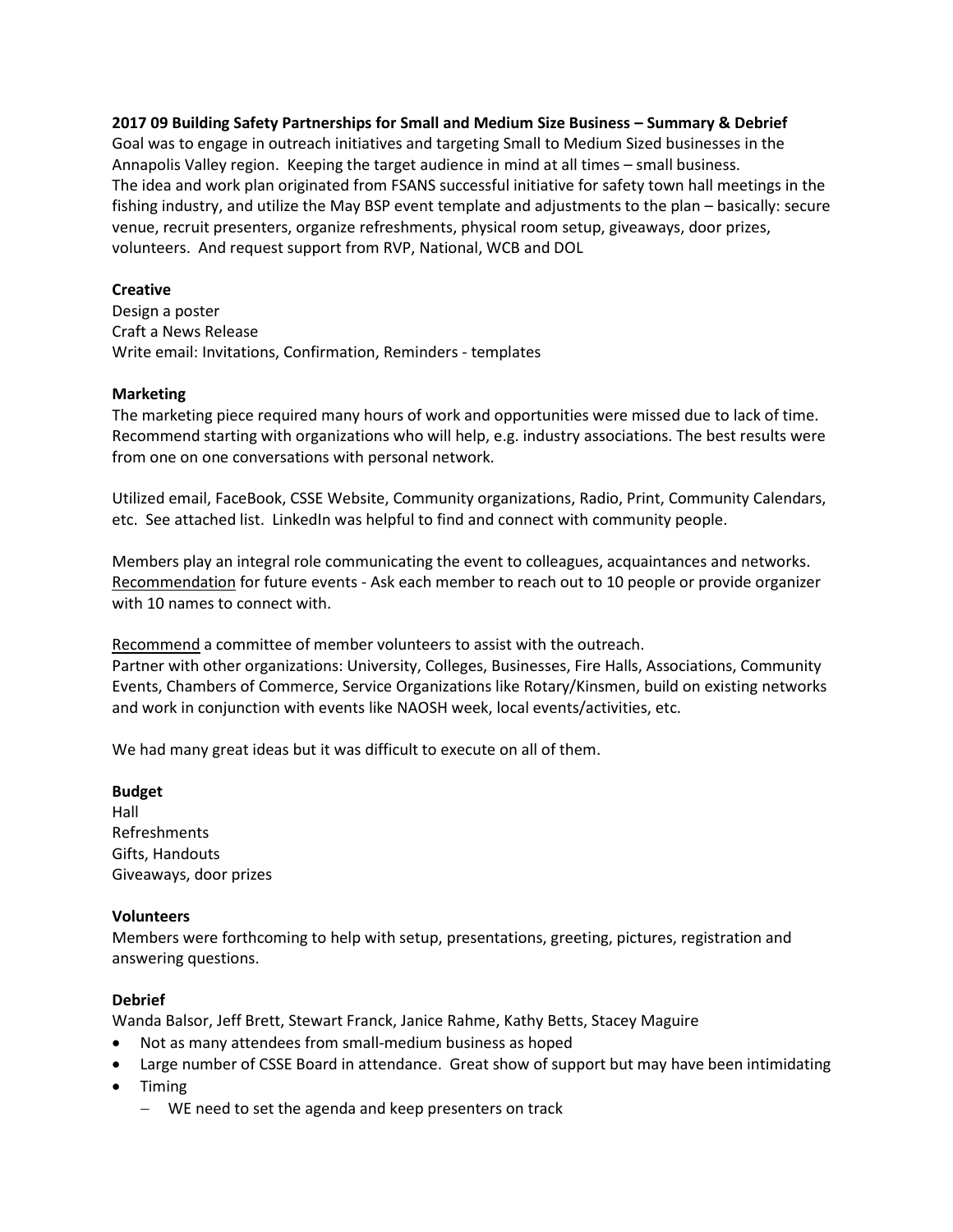**2017 09 Building Safety Partnerships for Small and Medium Size Business – Summary & Debrief**
Goal was to engage in outreach initiatives and targeting Small to Medium Sized businesses in the Annapolis Valley region. Keeping the target audience in mind at all times – small business.
The idea and work plan originated from FSANS successful initiative for safety town hall meetings in the fishing industry, and utilize the May BSP event template and adjustments to the plan – basically: secure venue, recruit presenters, organize refreshments, physical room setup, giveaways, door prizes, volunteers. And request support from RVP, National, WCB and DOL

**Creative**
Design a poster
Craft a News Release
Write email: Invitations, Confirmation, Reminders - templates

**Marketing**
The marketing piece required many hours of work and opportunities were missed due to lack of time. Recommend starting with organizations who will help, e.g. industry associations. The best results were from one on one conversations with personal network.

Utilized email, FaceBook, CSSE Website, Community organizations, Radio, Print, Community Calendars, etc. See attached list. LinkedIn was helpful to find and connect with community people.

Members play an integral role communicating the event to colleagues, acquaintances and networks. <u>Recommendation</u> for future events - Ask each member to reach out to 10 people or provide organizer with 10 names to connect with.

<u>Recommend</u> a committee of member volunteers to assist with the outreach.
Partner with other organizations: University, Colleges, Businesses, Fire Halls, Associations, Community Events, Chambers of Commerce, Service Organizations like Rotary/Kinsmen, build on existing networks and work in conjunction with events like NAOSH week, local events/activities, etc.

We had many great ideas but it was difficult to execute on all of them.

**Budget**
Hall
Refreshments
Gifts, Handouts
Giveaways, door prizes

**Volunteers**
Members were forthcoming to help with setup, presentations, greeting, pictures, registration and answering questions.

**Debrief**
Wanda Balsor, Jeff Brett, Stewart Franck, Janice Rahme, Kathy Betts, Stacey Maguire

- Not as many attendees from small-medium business as hoped
- Large number of CSSE Board in attendance. Great show of support but may have been intimidating
- Timing
  - WE need to set the agenda and keep presenters on track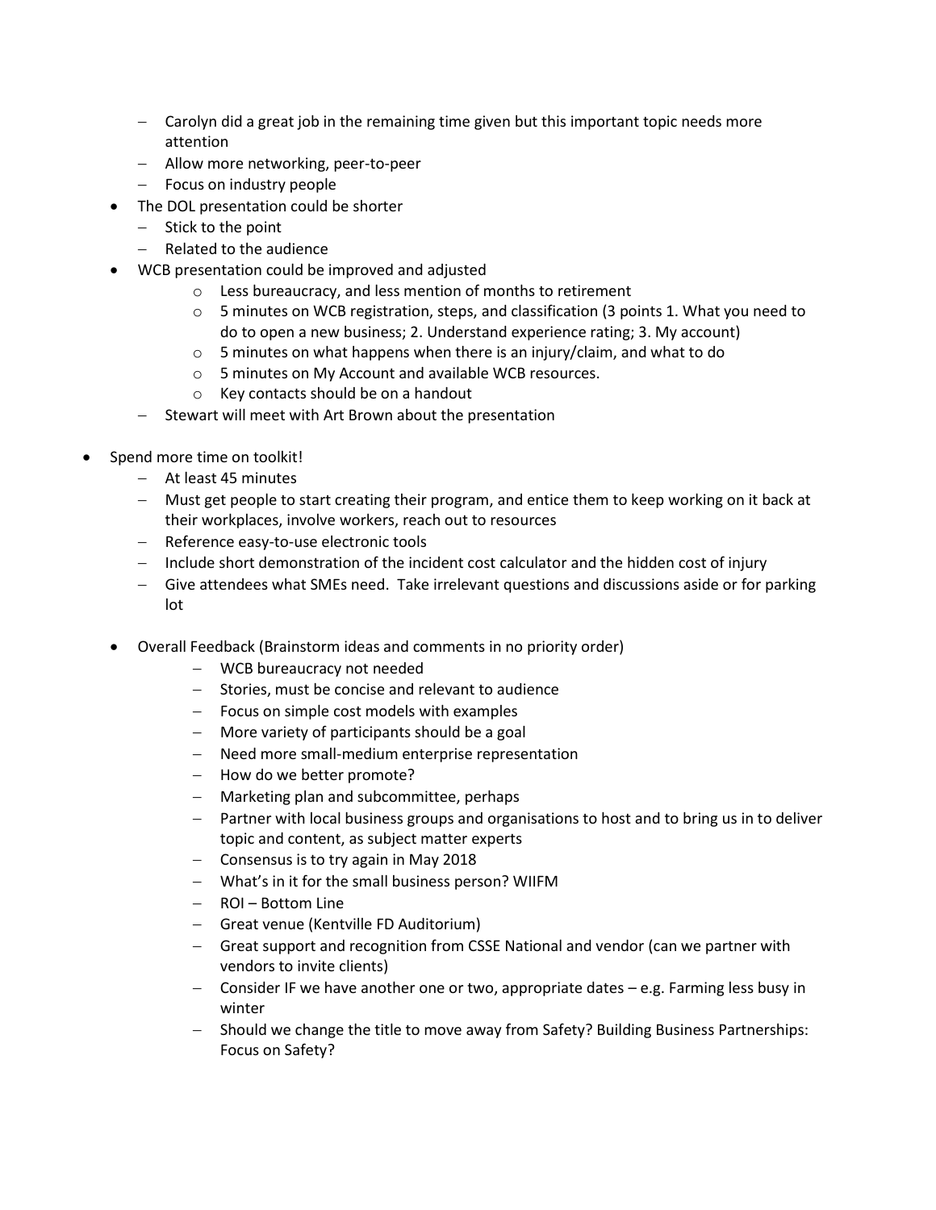- Carolyn did a great job in the remaining time given but this important topic needs more attention
  - Allow more networking, peer-to-peer
  - Focus on industry people
- The DOL presentation could be shorter
  - Stick to the point
  - Related to the audience
- WCB presentation could be improved and adjusted
  - Less bureaucracy, and less mention of months to retirement
  - 5 minutes on WCB registration, steps, and classification (3 points 1. What you need to do to open a new business; 2. Understand experience rating; 3. My account)
  - 5 minutes on what happens when there is an injury/claim, and what to do
  - 5 minutes on My Account and available WCB resources.
  - Key contacts should be on a handout
  - Stewart will meet with Art Brown about the presentation

- Spend more time on toolkit!
  - At least 45 minutes
  - Must get people to start creating their program, and entice them to keep working on it back at their workplaces, involve workers, reach out to resources
  - Reference easy-to-use electronic tools
  - Include short demonstration of the incident cost calculator and the hidden cost of injury
  - Give attendees what SMEs need. Take irrelevant questions and discussions aside or for parking lot

- Overall Feedback (Brainstorm ideas and comments in no priority order)
  - WCB bureaucracy not needed
  - Stories, must be concise and relevant to audience
  - Focus on simple cost models with examples
  - More variety of participants should be a goal
  - Need more small-medium enterprise representation
  - How do we better promote?
  - Marketing plan and subcommittee, perhaps
  - Partner with local business groups and organisations to host and to bring us in to deliver topic and content, as subject matter experts
  - Consensus is to try again in May 2018
  - What's in it for the small business person? WIIFM
  - ROI – Bottom Line
  - Great venue (Kentville FD Auditorium)
  - Great support and recognition from CSSE National and vendor (can we partner with vendors to invite clients)
  - Consider IF we have another one or two, appropriate dates – e.g. Farming less busy in winter
  - Should we change the title to move away from Safety? Building Business Partnerships: Focus on Safety?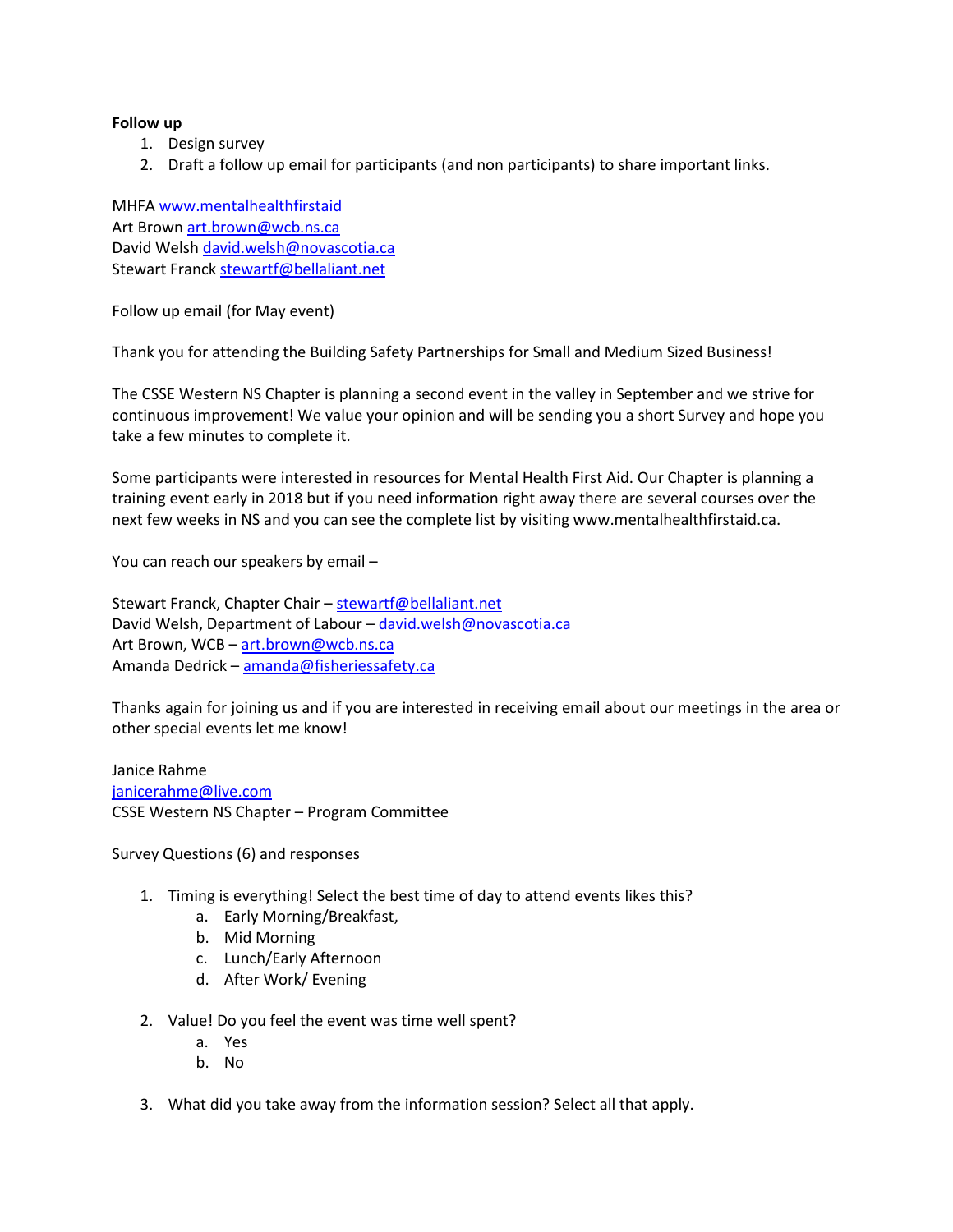**Follow up**

1. Design survey
2. Draft a follow up email for participants (and non participants) to share important links.

MHFA www.mentalhealthfirstaid
Art Brown art.brown@wcb.ns.ca
David Welsh david.welsh@novascotia.ca
Stewart Franck stewartf@bellaliant.net

Follow up email (for May event)

Thank you for attending the Building Safety Partnerships for Small and Medium Sized Business!

The CSSE Western NS Chapter is planning a second event in the valley in September and we strive for continuous improvement! We value your opinion and will be sending you a short Survey and hope you take a few minutes to complete it.

Some participants were interested in resources for Mental Health First Aid. Our Chapter is planning a training event early in 2018 but if you need information right away there are several courses over the next few weeks in NS and you can see the complete list by visiting www.mentalhealthfirstaid.ca.

You can reach our speakers by email –

Stewart Franck, Chapter Chair – stewartf@bellaliant.net
David Welsh, Department of Labour – david.welsh@novascotia.ca
Art Brown, WCB – art.brown@wcb.ns.ca
Amanda Dedrick – amanda@fisheriessafety.ca

Thanks again for joining us and if you are interested in receiving email about our meetings in the area or other special events let me know!

Janice Rahme
janicerahme@live.com
CSSE Western NS Chapter – Program Committee

Survey Questions (6) and responses

1. Timing is everything! Select the best time of day to attend events likes this?
   a. Early Morning/Breakfast,
   b. Mid Morning
   c. Lunch/Early Afternoon
   d. After Work/ Evening
2. Value! Do you feel the event was time well spent?
   a. Yes
   b. No
3. What did you take away from the information session? Select all that apply.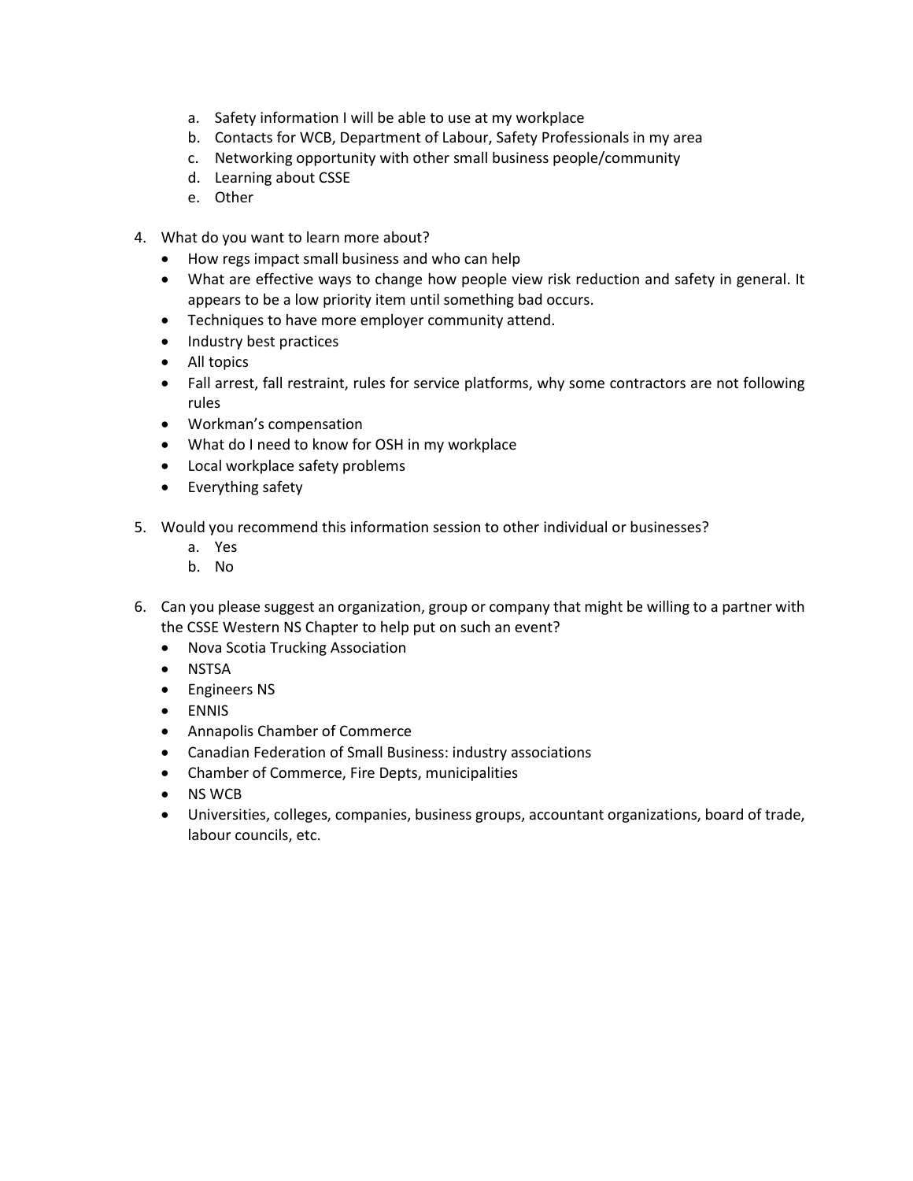a. Safety information I will be able to use at my workplace
b. Contacts for WCB, Department of Labour, Safety Professionals in my area
c. Networking opportunity with other small business people/community
d. Learning about CSSE
e. Other

4. What do you want to learn more about?
   - How regs impact small business and who can help
   - What are effective ways to change how people view risk reduction and safety in general. It appears to be a low priority item until something bad occurs.
   - Techniques to have more employer community attend.
   - Industry best practices
   - All topics
   - Fall arrest, fall restraint, rules for service platforms, why some contractors are not following rules
   - Workman's compensation
   - What do I need to know for OSH in my workplace
   - Local workplace safety problems
   - Everything safety

5. Would you recommend this information session to other individual or businesses?
   a. Yes
   b. No

6. Can you please suggest an organization, group or company that might be willing to a partner with the CSSE Western NS Chapter to help put on such an event?
   - Nova Scotia Trucking Association
   - NSTSA
   - Engineers NS
   - ENNIS
   - Annapolis Chamber of Commerce
   - Canadian Federation of Small Business: industry associations
   - Chamber of Commerce, Fire Depts, municipalities
   - NS WCB
   - Universities, colleges, companies, business groups, accountant organizations, board of trade, labour councils, etc.